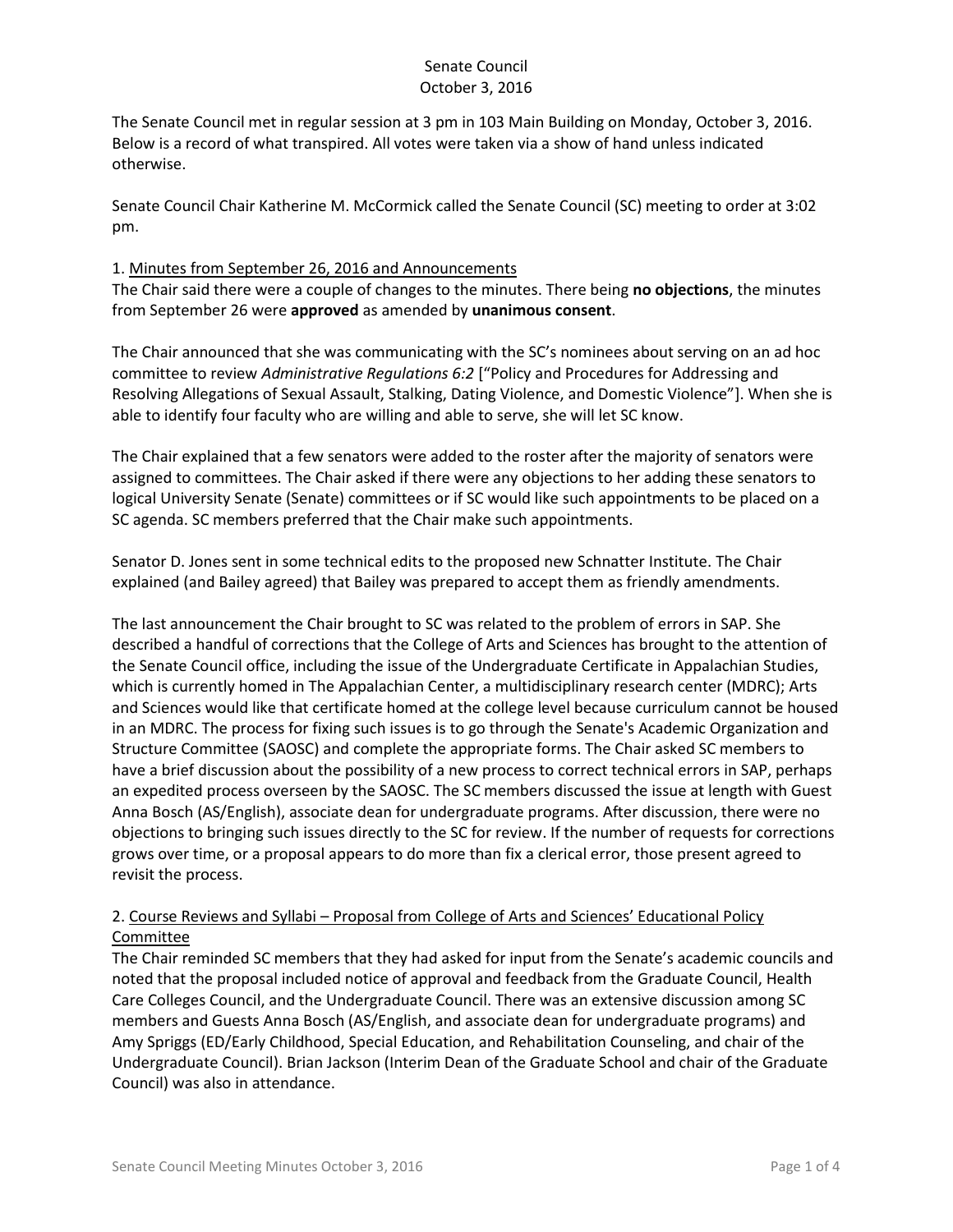# Senate Council
October 3, 2016

The Senate Council met in regular session at 3 pm in 103 Main Building on Monday, October 3, 2016. Below is a record of what transpired. All votes were taken via a show of hand unless indicated otherwise.

Senate Council Chair Katherine M. McCormick called the Senate Council (SC) meeting to order at 3:02 pm.

1. Minutes from September 26, 2016 and Announcements

The Chair said there were a couple of changes to the minutes. There being **no objections**, the minutes from September 26 were **approved** as amended by **unanimous consent**.

The Chair announced that she was communicating with the SC's nominees about serving on an ad hoc committee to review *Administrative Regulations 6:2* ["Policy and Procedures for Addressing and Resolving Allegations of Sexual Assault, Stalking, Dating Violence, and Domestic Violence"]. When she is able to identify four faculty who are willing and able to serve, she will let SC know.

The Chair explained that a few senators were added to the roster after the majority of senators were assigned to committees. The Chair asked if there were any objections to her adding these senators to logical University Senate (Senate) committees or if SC would like such appointments to be placed on a SC agenda. SC members preferred that the Chair make such appointments.

Senator D. Jones sent in some technical edits to the proposed new Schnatter Institute. The Chair explained (and Bailey agreed) that Bailey was prepared to accept them as friendly amendments.

The last announcement the Chair brought to SC was related to the problem of errors in SAP. She described a handful of corrections that the College of Arts and Sciences has brought to the attention of the Senate Council office, including the issue of the Undergraduate Certificate in Appalachian Studies, which is currently homed in The Appalachian Center, a multidisciplinary research center (MDRC); Arts and Sciences would like that certificate homed at the college level because curriculum cannot be housed in an MDRC. The process for fixing such issues is to go through the Senate's Academic Organization and Structure Committee (SAOSC) and complete the appropriate forms. The Chair asked SC members to have a brief discussion about the possibility of a new process to correct technical errors in SAP, perhaps an expedited process overseen by the SAOSC. The SC members discussed the issue at length with Guest Anna Bosch (AS/English), associate dean for undergraduate programs. After discussion, there were no objections to bringing such issues directly to the SC for review. If the number of requests for corrections grows over time, or a proposal appears to do more than fix a clerical error, those present agreed to revisit the process.

2. Course Reviews and Syllabi – Proposal from College of Arts and Sciences' Educational Policy Committee

The Chair reminded SC members that they had asked for input from the Senate's academic councils and noted that the proposal included notice of approval and feedback from the Graduate Council, Health Care Colleges Council, and the Undergraduate Council. There was an extensive discussion among SC members and Guests Anna Bosch (AS/English, and associate dean for undergraduate programs) and Amy Spriggs (ED/Early Childhood, Special Education, and Rehabilitation Counseling, and chair of the Undergraduate Council). Brian Jackson (Interim Dean of the Graduate School and chair of the Graduate Council) was also in attendance.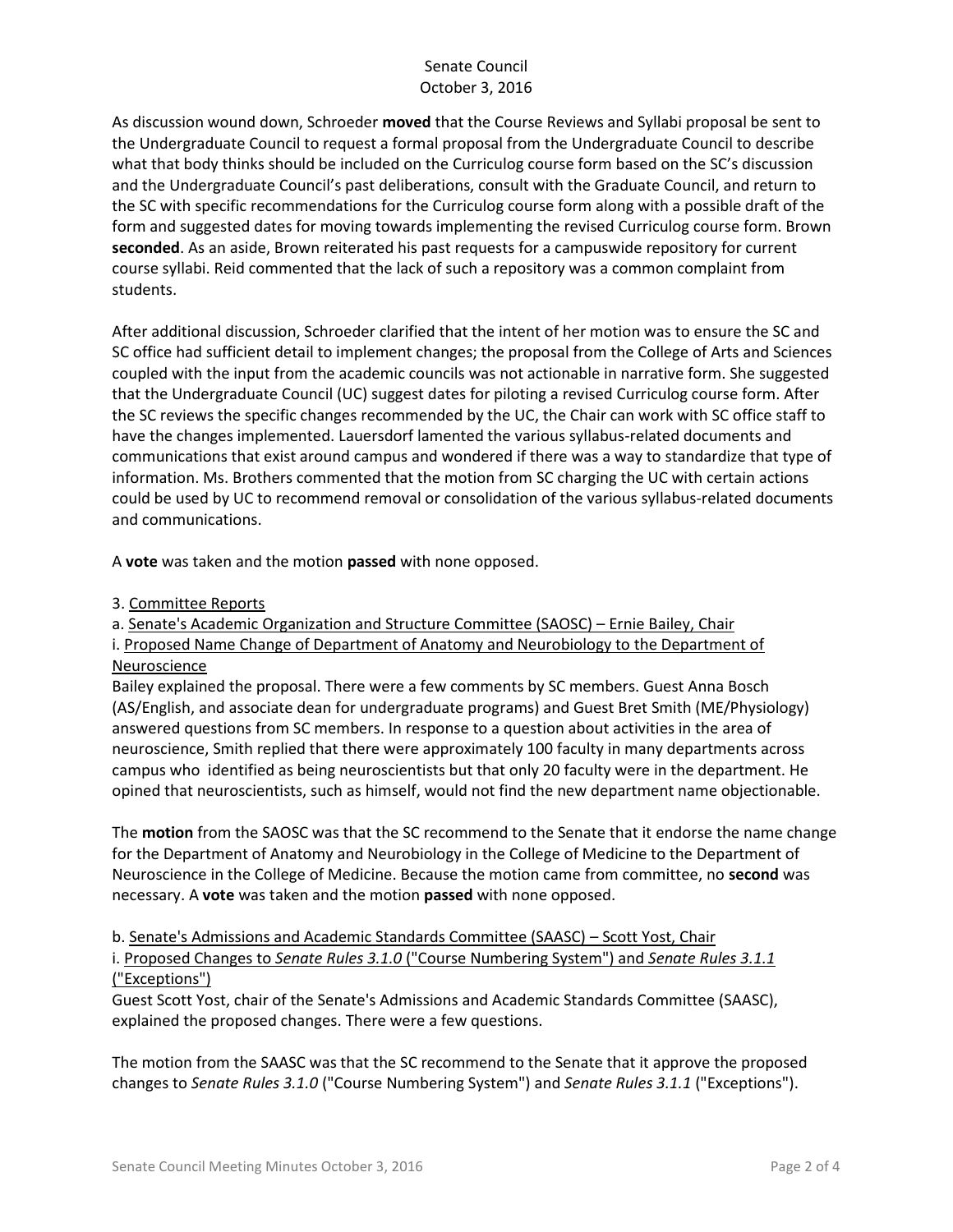As discussion wound down, Schroeder **moved** that the Course Reviews and Syllabi proposal be sent to the Undergraduate Council to request a formal proposal from the Undergraduate Council to describe what that body thinks should be included on the Curriculog course form based on the SC's discussion and the Undergraduate Council's past deliberations, consult with the Graduate Council, and return to the SC with specific recommendations for the Curriculog course form along with a possible draft of the form and suggested dates for moving towards implementing the revised Curriculog course form. Brown **seconded**. As an aside, Brown reiterated his past requests for a campuswide repository for current course syllabi. Reid commented that the lack of such a repository was a common complaint from students.

After additional discussion, Schroeder clarified that the intent of her motion was to ensure the SC and SC office had sufficient detail to implement changes; the proposal from the College of Arts and Sciences coupled with the input from the academic councils was not actionable in narrative form. She suggested that the Undergraduate Council (UC) suggest dates for piloting a revised Curriculog course form. After the SC reviews the specific changes recommended by the UC, the Chair can work with SC office staff to have the changes implemented. Lauersdorf lamented the various syllabus-related documents and communications that exist around campus and wondered if there was a way to standardize that type of information. Ms. Brothers commented that the motion from SC charging the UC with certain actions could be used by UC to recommend removal or consolidation of the various syllabus-related documents and communications.

A **vote** was taken and the motion **passed** with none opposed.

3. Committee Reports

a. Senate's Academic Organization and Structure Committee (SAOSC) – Ernie Bailey, Chair

i. Proposed Name Change of Department of Anatomy and Neurobiology to the Department of Neuroscience

Bailey explained the proposal. There were a few comments by SC members. Guest Anna Bosch (AS/English, and associate dean for undergraduate programs) and Guest Bret Smith (ME/Physiology) answered questions from SC members. In response to a question about activities in the area of neuroscience, Smith replied that there were approximately 100 faculty in many departments across campus who identified as being neuroscientists but that only 20 faculty were in the department. He opined that neuroscientists, such as himself, would not find the new department name objectionable.

The **motion** from the SAOSC was that the SC recommend to the Senate that it endorse the name change for the Department of Anatomy and Neurobiology in the College of Medicine to the Department of Neuroscience in the College of Medicine. Because the motion came from committee, no **second** was necessary. A **vote** was taken and the motion **passed** with none opposed.

b. Senate's Admissions and Academic Standards Committee (SAASC) – Scott Yost, Chair

i. Proposed Changes to *Senate Rules 3.1.0* ("Course Numbering System") and *Senate Rules 3.1.1* ("Exceptions")

Guest Scott Yost, chair of the Senate's Admissions and Academic Standards Committee (SAASC), explained the proposed changes. There were a few questions.

The motion from the SAASC was that the SC recommend to the Senate that it approve the proposed changes to *Senate Rules 3.1.0* ("Course Numbering System") and *Senate Rules 3.1.1* ("Exceptions").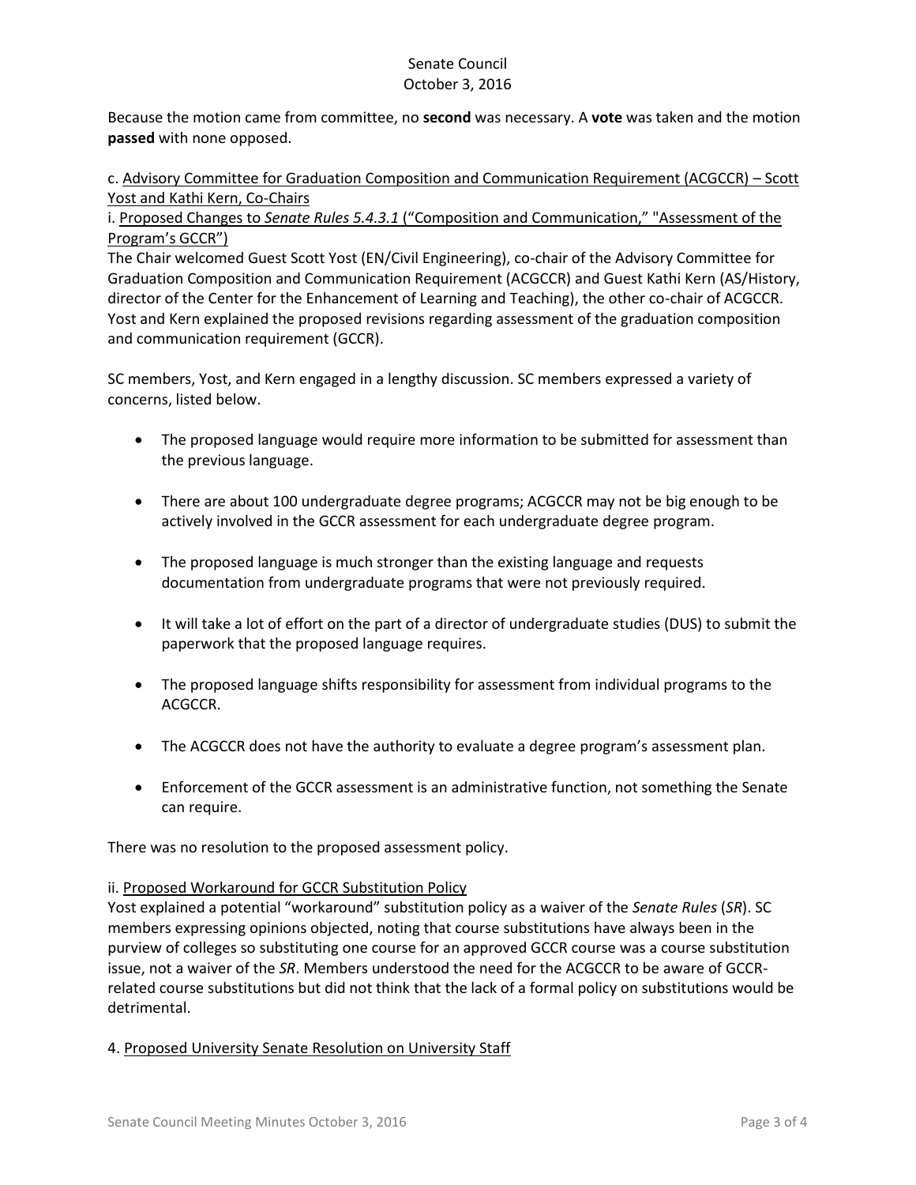Because the motion came from committee, no **second** was necessary. A **vote** was taken and the motion **passed** with none opposed.

c. Advisory Committee for Graduation Composition and Communication Requirement (ACGCCR) – Scott Yost and Kathi Kern, Co-Chairs

i. Proposed Changes to *Senate Rules 5.4.3.1* ("Composition and Communication," "Assessment of the Program's GCCR")

The Chair welcomed Guest Scott Yost (EN/Civil Engineering), co-chair of the Advisory Committee for Graduation Composition and Communication Requirement (ACGCCR) and Guest Kathi Kern (AS/History, director of the Center for the Enhancement of Learning and Teaching), the other co-chair of ACGCCR. Yost and Kern explained the proposed revisions regarding assessment of the graduation composition and communication requirement (GCCR).

SC members, Yost, and Kern engaged in a lengthy discussion. SC members expressed a variety of concerns, listed below.

- The proposed language would require more information to be submitted for assessment than the previous language.
- There are about 100 undergraduate degree programs; ACGCCR may not be big enough to be actively involved in the GCCR assessment for each undergraduate degree program.
- The proposed language is much stronger than the existing language and requests documentation from undergraduate programs that were not previously required.
- It will take a lot of effort on the part of a director of undergraduate studies (DUS) to submit the paperwork that the proposed language requires.
- The proposed language shifts responsibility for assessment from individual programs to the ACGCCR.
- The ACGCCR does not have the authority to evaluate a degree program's assessment plan.
- Enforcement of the GCCR assessment is an administrative function, not something the Senate can require.

There was no resolution to the proposed assessment policy.

ii. Proposed Workaround for GCCR Substitution Policy

Yost explained a potential "workaround" substitution policy as a waiver of the *Senate Rules* (*SR*). SC members expressing opinions objected, noting that course substitutions have always been in the purview of colleges so substituting one course for an approved GCCR course was a course substitution issue, not a waiver of the *SR*. Members understood the need for the ACGCCR to be aware of GCCR-related course substitutions but did not think that the lack of a formal policy on substitutions would be detrimental.

4. Proposed University Senate Resolution on University Staff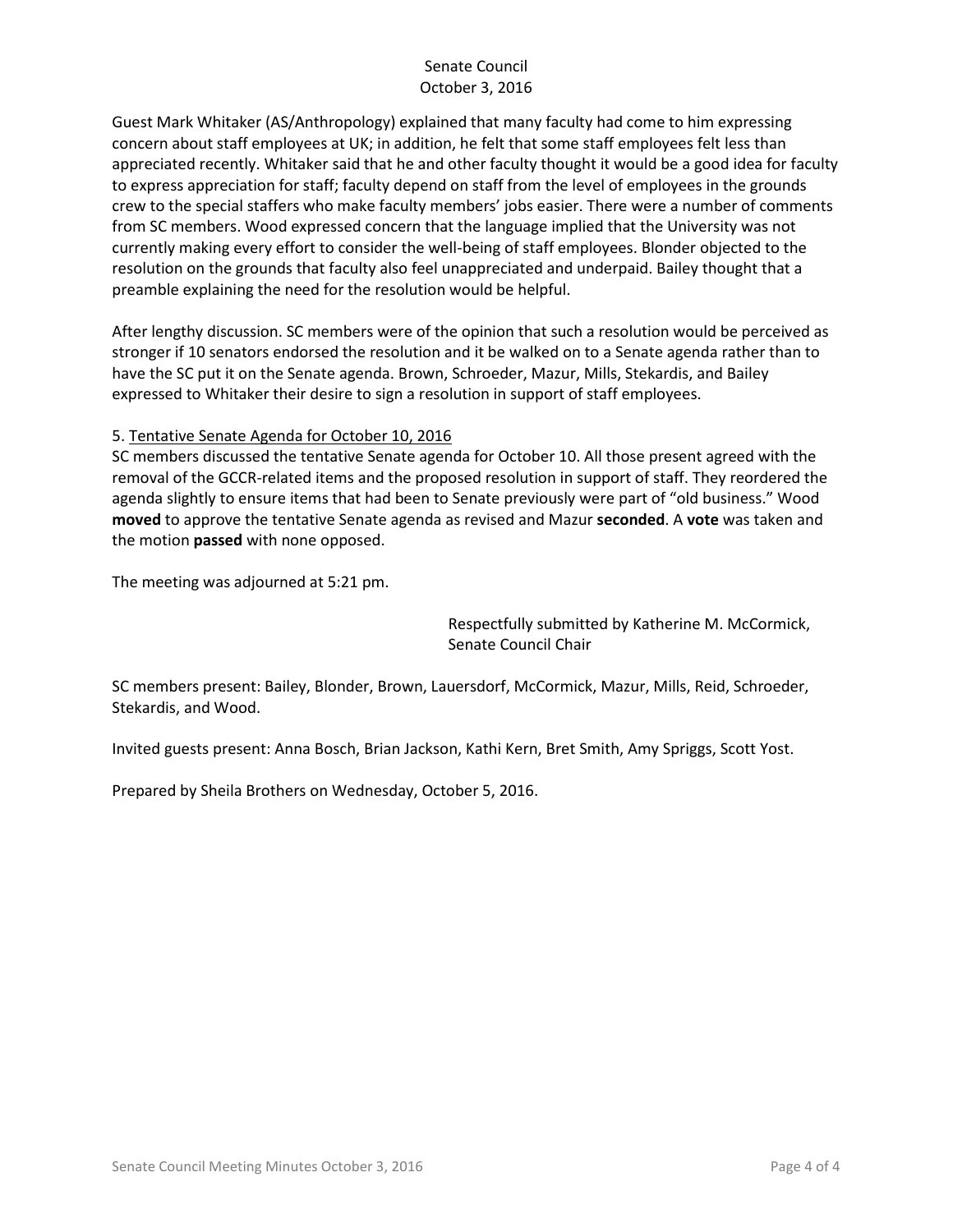Guest Mark Whitaker (AS/Anthropology) explained that many faculty had come to him expressing concern about staff employees at UK; in addition, he felt that some staff employees felt less than appreciated recently. Whitaker said that he and other faculty thought it would be a good idea for faculty to express appreciation for staff; faculty depend on staff from the level of employees in the grounds crew to the special staffers who make faculty members' jobs easier. There were a number of comments from SC members. Wood expressed concern that the language implied that the University was not currently making every effort to consider the well-being of staff employees. Blonder objected to the resolution on the grounds that faculty also feel unappreciated and underpaid. Bailey thought that a preamble explaining the need for the resolution would be helpful.

After lengthy discussion. SC members were of the opinion that such a resolution would be perceived as stronger if 10 senators endorsed the resolution and it be walked on to a Senate agenda rather than to have the SC put it on the Senate agenda. Brown, Schroeder, Mazur, Mills, Stekardis, and Bailey expressed to Whitaker their desire to sign a resolution in support of staff employees.

5. Tentative Senate Agenda for October 10, 2016

SC members discussed the tentative Senate agenda for October 10. All those present agreed with the removal of the GCCR-related items and the proposed resolution in support of staff. They reordered the agenda slightly to ensure items that had been to Senate previously were part of "old business." Wood **moved** to approve the tentative Senate agenda as revised and Mazur **seconded**. A **vote** was taken and the motion **passed** with none opposed.

The meeting was adjourned at 5:21 pm.

Respectfully submitted by Katherine M. McCormick,
Senate Council Chair

SC members present: Bailey, Blonder, Brown, Lauersdorf, McCormick, Mazur, Mills, Reid, Schroeder, Stekardis, and Wood.

Invited guests present: Anna Bosch, Brian Jackson, Kathi Kern, Bret Smith, Amy Spriggs, Scott Yost.

Prepared by Sheila Brothers on Wednesday, October 5, 2016.